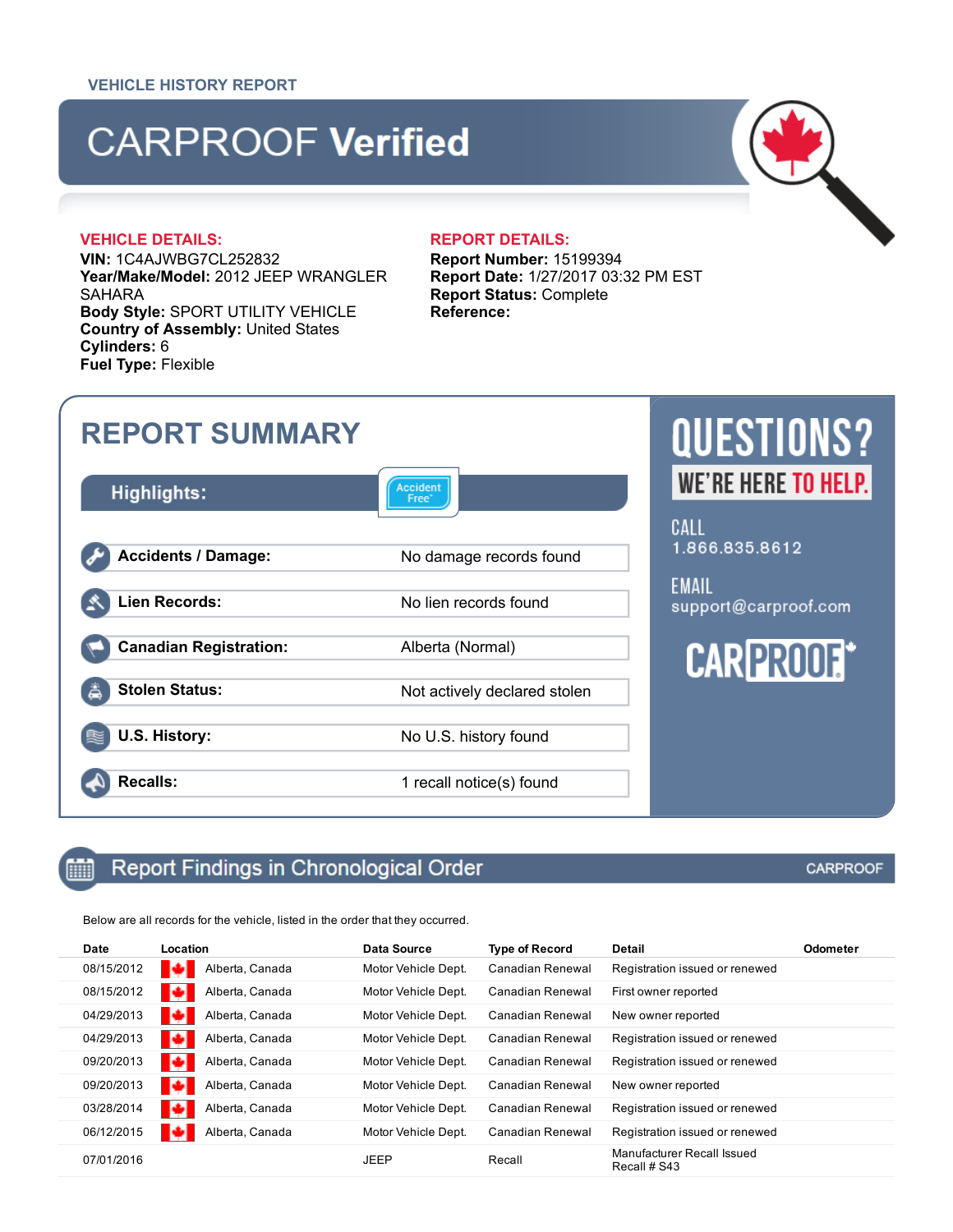VEHICLE HISTORY REPORT

# CARPROOF **Verified**

**VEHICLE DETAILS:**

**VIN:** 1C4AJWBG7CL252832
**Year/Make/Model:** 2012 JEEP WRANGLER SAHARA
**Body Style:** SPORT UTILITY VEHICLE
**Country of Assembly:** United States
**Cylinders:** 6
**Fuel Type:** Flexible

**REPORT DETAILS:**

**Report Number:** 15199394
**Report Date:** 1/27/2017 03:32 PM EST
**Report Status:** Complete
**Reference:**

## REPORT SUMMARY

**Highlights:** Accident Free*

| | |
|---|---|
| **Accidents / Damage:** | No damage records found |
| **Lien Records:** | No lien records found |
| **Canadian Registration:** | Alberta (Normal) |
| **Stolen Status:** | Not actively declared stolen |
| **U.S. History:** | No U.S. history found |
| **Recalls:** | 1 recall notice(s) found |

**QUESTIONS?**
**WE'RE HERE TO HELP.**

CALL
1.866.835.8612

EMAIL
support@carproof.com

CARPROOF

## Report Findings in Chronological Order

CARPROOF

Below are all records for the vehicle, listed in the order that they occurred.

| Date | Location | Data Source | Type of Record | Detail | Odometer |
|---|---|---|---|---|---|
| 08/15/2012 | Alberta, Canada | Motor Vehicle Dept. | Canadian Renewal | Registration issued or renewed | |
| 08/15/2012 | Alberta, Canada | Motor Vehicle Dept. | Canadian Renewal | First owner reported | |
| 04/29/2013 | Alberta, Canada | Motor Vehicle Dept. | Canadian Renewal | New owner reported | |
| 04/29/2013 | Alberta, Canada | Motor Vehicle Dept. | Canadian Renewal | Registration issued or renewed | |
| 09/20/2013 | Alberta, Canada | Motor Vehicle Dept. | Canadian Renewal | Registration issued or renewed | |
| 09/20/2013 | Alberta, Canada | Motor Vehicle Dept. | Canadian Renewal | New owner reported | |
| 03/28/2014 | Alberta, Canada | Motor Vehicle Dept. | Canadian Renewal | Registration issued or renewed | |
| 06/12/2015 | Alberta, Canada | Motor Vehicle Dept. | Canadian Renewal | Registration issued or renewed | |
| 07/01/2016 | | JEEP | Recall | Manufacturer Recall Issued Recall # S43 | |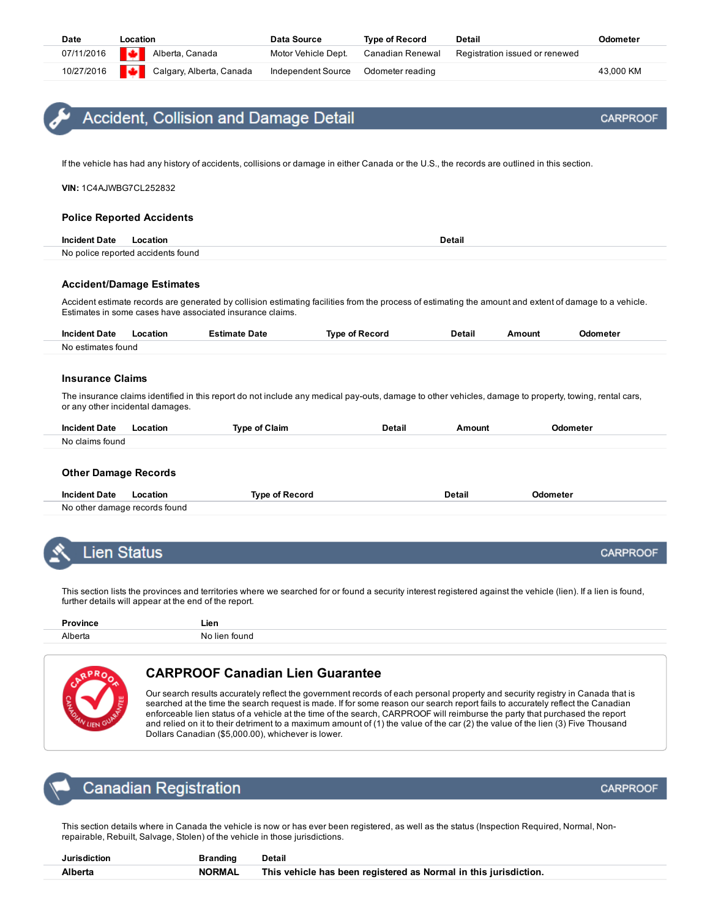| Date | Location | Data Source | Type of Record | Detail | Odometer |
|---|---|---|---|---|---|
| 07/11/2016 | Alberta, Canada | Motor Vehicle Dept. | Canadian Renewal | Registration issued or renewed | |
| 10/27/2016 | Calgary, Alberta, Canada | Independent Source | Odometer reading | | 43,000 KM |

## Accident, Collision and Damage Detail

CARPROOF

If the vehicle has had any history of accidents, collisions or damage in either Canada or the U.S., the records are outlined in this section.

**VIN:** 1C4AJWBG7CL252832

### Police Reported Accidents

| Incident Date | Location | Detail |
|---|---|---|
| No police reported accidents found | | |

### Accident/Damage Estimates

Accident estimate records are generated by collision estimating facilities from the process of estimating the amount and extent of damage to a vehicle. Estimates in some cases have associated insurance claims.

| Incident Date | Location | Estimate Date | Type of Record | Detail | Amount | Odometer |
|---|---|---|---|---|---|---|
| No estimates found | | | | | | |

### Insurance Claims

The insurance claims identified in this report do not include any medical pay-outs, damage to other vehicles, damage to property, towing, rental cars, or any other incidental damages.

| Incident Date | Location | Type of Claim | Detail | Amount | Odometer |
|---|---|---|---|---|---|
| No claims found | | | | | |

### Other Damage Records

| Incident Date | Location | Type of Record | Detail | Odometer |
|---|---|---|---|---|
| No other damage records found | | | | |

## Lien Status

CARPROOF

This section lists the provinces and territories where we searched for or found a security interest registered against the vehicle (lien). If a lien is found, further details will appear at the end of the report.

| Province | Lien |
|---|---|
| Alberta | No lien found |

### CARPROOF Canadian Lien Guarantee

Our search results accurately reflect the government records of each personal property and security registry in Canada that is searched at the time the search request is made. If for some reason our search report fails to accurately reflect the Canadian enforceable lien status of a vehicle at the time of the search, CARPROOF will reimburse the party that purchased the report and relied on it to their detriment to a maximum amount of (1) the value of the car (2) the value of the lien (3) Five Thousand Dollars Canadian ($5,000.00), whichever is lower.

## Canadian Registration

CARPROOF

This section details where in Canada the vehicle is now or has ever been registered, as well as the status (Inspection Required, Normal, Non-repairable, Rebuilt, Salvage, Stolen) of the vehicle in those jurisdictions.

| Jurisdiction | Branding | Detail |
|---|---|---|
| **Alberta** | **NORMAL** | **This vehicle has been registered as Normal in this jurisdiction.** |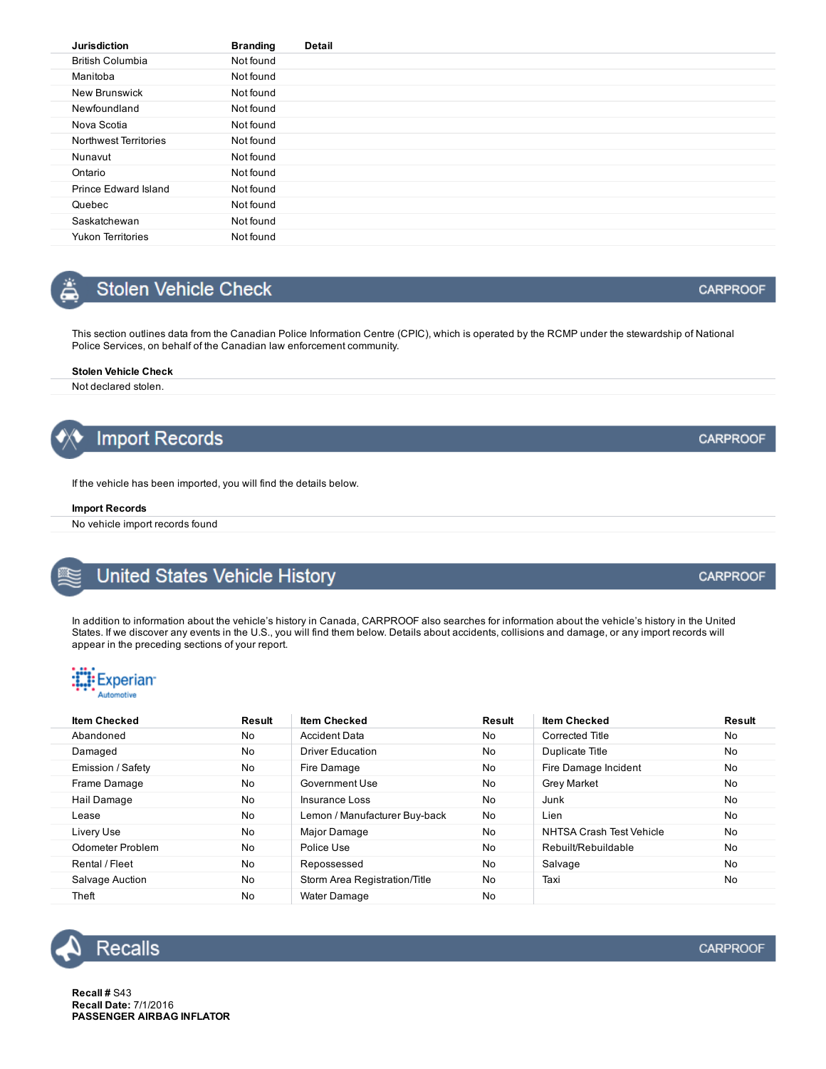| Jurisdiction | Branding | Detail |
| --- | --- | --- |
| British Columbia | Not found | |
| Manitoba | Not found | |
| New Brunswick | Not found | |
| Newfoundland | Not found | |
| Nova Scotia | Not found | |
| Northwest Territories | Not found | |
| Nunavut | Not found | |
| Ontario | Not found | |
| Prince Edward Island | Not found | |
| Quebec | Not found | |
| Saskatchewan | Not found | |
| Yukon Territories | Not found | |

## Stolen Vehicle Check

CARPROOF

This section outlines data from the Canadian Police Information Centre (CPIC), which is operated by the RCMP under the stewardship of National Police Services, on behalf of the Canadian law enforcement community.

**Stolen Vehicle Check**

Not declared stolen.

## Import Records

CARPROOF

If the vehicle has been imported, you will find the details below.

**Import Records**

No vehicle import records found

## United States Vehicle History

CARPROOF

In addition to information about the vehicle's history in Canada, CARPROOF also searches for information about the vehicle's history in the United States. If we discover any events in the U.S., you will find them below. Details about accidents, collisions and damage, or any import records will appear in the preceding sections of your report.

Experian Automotive

| Item Checked | Result | Item Checked | Result | Item Checked | Result |
| --- | --- | --- | --- | --- | --- |
| Abandoned | No | Accident Data | No | Corrected Title | No |
| Damaged | No | Driver Education | No | Duplicate Title | No |
| Emission / Safety | No | Fire Damage | No | Fire Damage Incident | No |
| Frame Damage | No | Government Use | No | Grey Market | No |
| Hail Damage | No | Insurance Loss | No | Junk | No |
| Lease | No | Lemon / Manufacturer Buy-back | No | Lien | No |
| Livery Use | No | Major Damage | No | NHTSA Crash Test Vehicle | No |
| Odometer Problem | No | Police Use | No | Rebuilt/Rebuildable | No |
| Rental / Fleet | No | Repossessed | No | Salvage | No |
| Salvage Auction | No | Storm Area Registration/Title | No | Taxi | No |
| Theft | No | Water Damage | No | | |

## Recalls

CARPROOF

**Recall #** S43
**Recall Date:** 7/1/2016
**PASSENGER AIRBAG INFLATOR**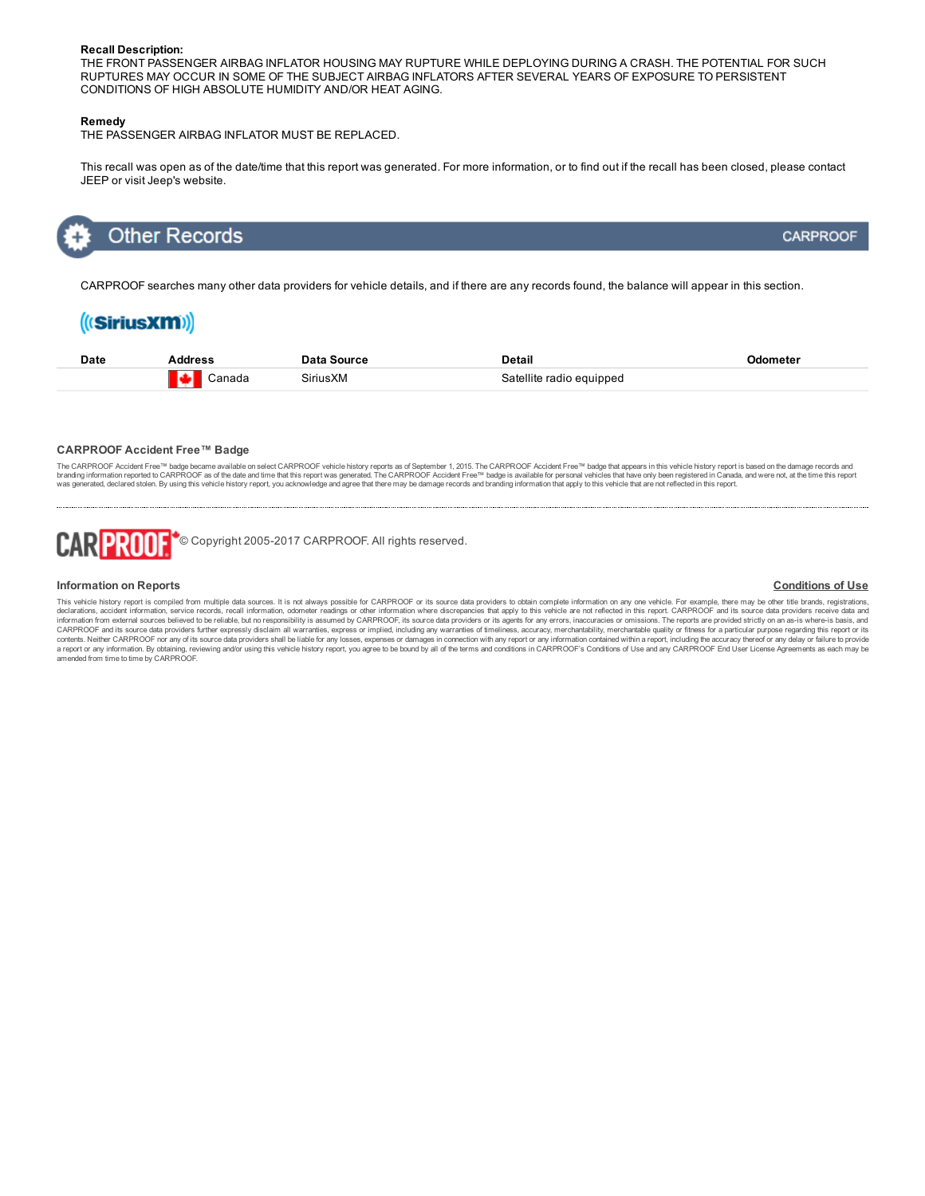**Recall Description:**
THE FRONT PASSENGER AIRBAG INFLATOR HOUSING MAY RUPTURE WHILE DEPLOYING DURING A CRASH. THE POTENTIAL FOR SUCH RUPTURES MAY OCCUR IN SOME OF THE SUBJECT AIRBAG INFLATORS AFTER SEVERAL YEARS OF EXPOSURE TO PERSISTENT CONDITIONS OF HIGH ABSOLUTE HUMIDITY AND/OR HEAT AGING.

**Remedy**
THE PASSENGER AIRBAG INFLATOR MUST BE REPLACED.

This recall was open as of the date/time that this report was generated. For more information, or to find out if the recall has been closed, please contact JEEP or visit Jeep's website.

## Other Records

CARPROOF

CARPROOF searches many other data providers for vehicle details, and if there are any records found, the balance will appear in this section.

SiriusXM

| Date | Address | Data Source | Detail | Odometer |
|---|---|---|---|---|
| | Canada | SiriusXM | Satellite radio equipped | |

### CARPROOF Accident Free™ Badge

The CARPROOF Accident Free™ badge became available on select CARPROOF vehicle history reports as of September 1, 2015. The CARPROOF Accident Free™ badge that appears in this vehicle history report is based on the damage records and branding information reported to CARPROOF as of the date and time that this report was generated. The CARPROOF Accident Free™ badge is available for personal vehicles that have only been registered in Canada, and were not, at the time this report was generated, declared stolen. By using this vehicle history report, you acknowledge and agree that there may be damage records and branding information that apply to this vehicle that are not reflected in this report.

---

CARPROOF © Copyright 2005-2017 CARPROOF. All rights reserved.

### Information on Reports

Conditions of Use

This vehicle history report is compiled from multiple data sources. It is not always possible for CARPROOF or its source data providers to obtain complete information on any one vehicle. For example, there may be other title brands, registrations, declarations, accident information, service records, recall information, odometer readings or other information where discrepancies that apply to this vehicle are not reflected in this report. CARPROOF and its source data providers receive data and information from external sources believed to be reliable, but no responsibility is assumed by CARPROOF, its source data providers or its agents for any errors, inaccuracies or omissions. The reports are provided strictly on an as-is where-is basis, and CARPROOF and its source data providers further expressly disclaim all warranties, express or implied, including any warranties of timeliness, accuracy, merchantability, merchantable quality or fitness for a particular purpose regarding this report or its contents. Neither CARPROOF nor any of its source data providers shall be liable for any losses, expenses or damages in connection with any report or any information contained within a report, including the accuracy thereof or any delay or failure to provide a report or any information. By obtaining, reviewing and/or using this vehicle history report, you agree to be bound by all of the terms and conditions in CARPROOF's Conditions of Use and any CARPROOF End User License Agreements as each may be amended from time to time by CARPROOF.